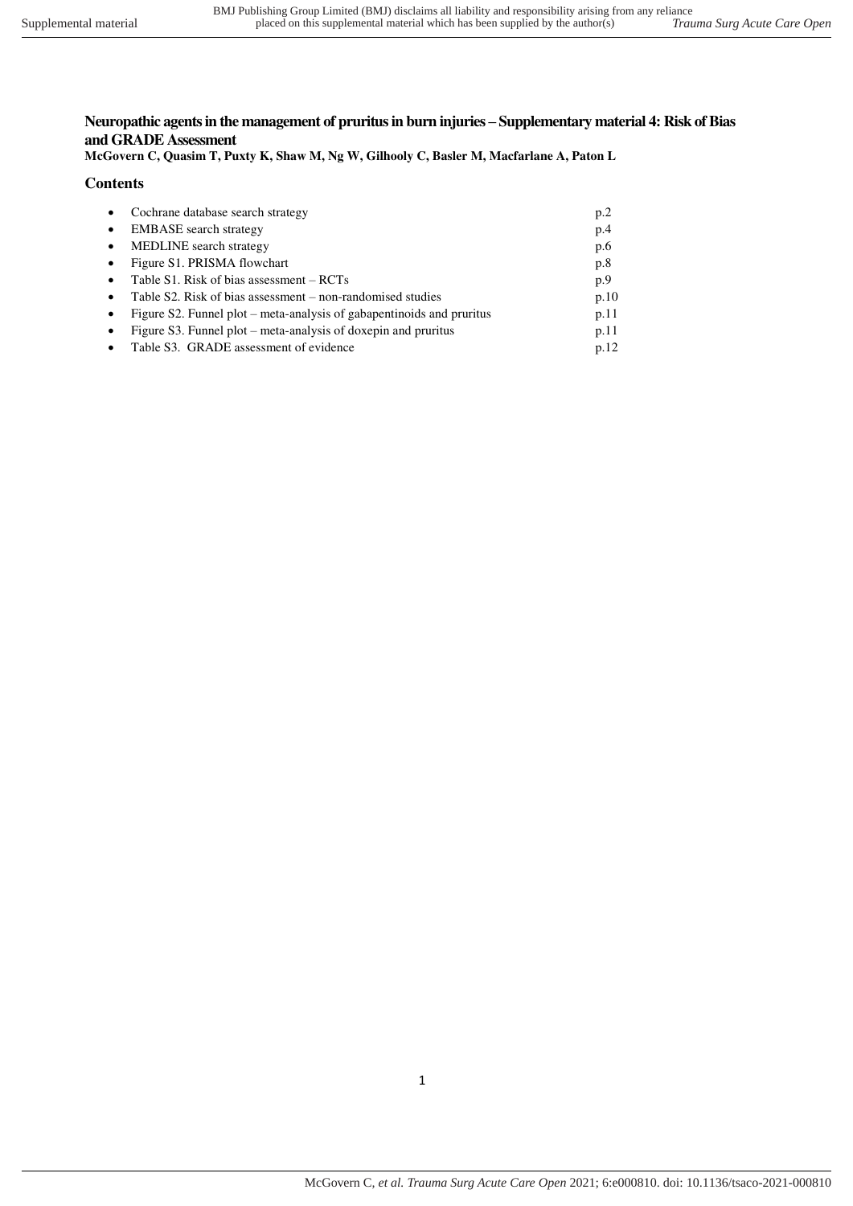# Neuropathic agents in the management of pruritus in burn injuries – Supplementary material 4: Risk of Bias and GRADE Assessment

**McGovern C, Quasim T, Puxty K, Shaw M, Ng W, Gilhooly C, Basler M, Macfarlane A, Paton L**

## Contents

- Cochrane database search strategy p.2
- EMBASE search strategy p.4
- MEDLINE search strategy p.6
- Figure S1. PRISMA flowchart p.8
- Table S1. Risk of bias assessment – RCTs p.9
- Table S2. Risk of bias assessment – non-randomised studies p.10
- Figure S2. Funnel plot – meta-analysis of gabapentinoids and pruritus p.11
- Figure S3. Funnel plot – meta-analysis of doxepin and pruritus p.11
- Table S3. GRADE assessment of evidence p.12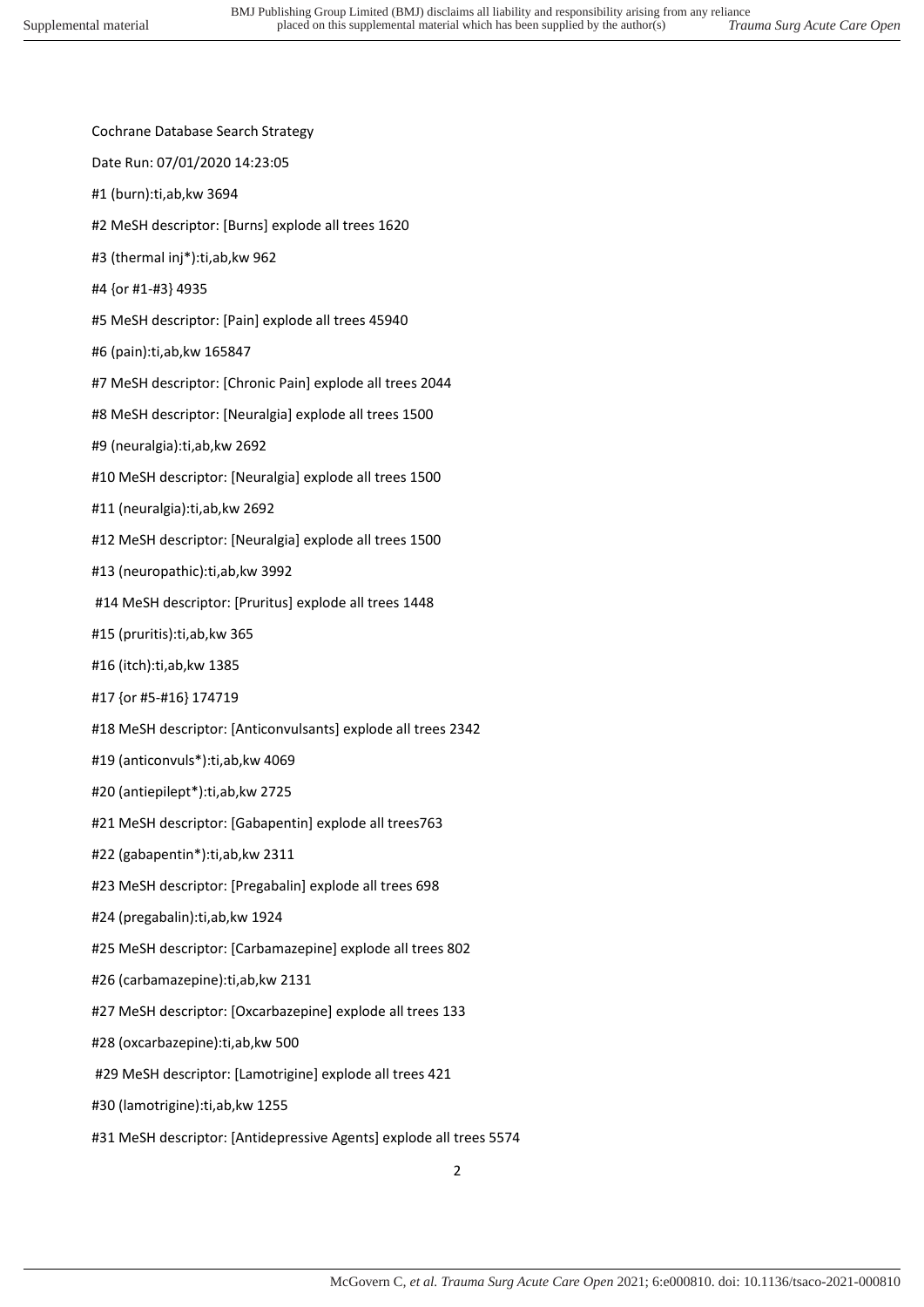Cochrane Database Search Strategy

Date Run: 07/01/2020 14:23:05

#1 (burn):ti,ab,kw 3694

#2 MeSH descriptor: [Burns] explode all trees 1620

#3 (thermal inj*):ti,ab,kw 962

#4 {or #1-#3} 4935

#5 MeSH descriptor: [Pain] explode all trees 45940

#6 (pain):ti,ab,kw 165847

#7 MeSH descriptor: [Chronic Pain] explode all trees 2044

#8 MeSH descriptor: [Neuralgia] explode all trees 1500

#9 (neuralgia):ti,ab,kw 2692

#10 MeSH descriptor: [Neuralgia] explode all trees 1500

#11 (neuralgia):ti,ab,kw 2692

#12 MeSH descriptor: [Neuralgia] explode all trees 1500

#13 (neuropathic):ti,ab,kw 3992

#14 MeSH descriptor: [Pruritus] explode all trees 1448

#15 (pruritis):ti,ab,kw 365

#16 (itch):ti,ab,kw 1385

#17 {or #5-#16} 174719

#18 MeSH descriptor: [Anticonvulsants] explode all trees 2342

#19 (anticonvuls*):ti,ab,kw 4069

#20 (antiepilept*):ti,ab,kw 2725

#21 MeSH descriptor: [Gabapentin] explode all trees763

#22 (gabapentin*):ti,ab,kw 2311

#23 MeSH descriptor: [Pregabalin] explode all trees 698

#24 (pregabalin):ti,ab,kw 1924

#25 MeSH descriptor: [Carbamazepine] explode all trees 802

#26 (carbamazepine):ti,ab,kw 2131

#27 MeSH descriptor: [Oxcarbazepine] explode all trees 133

#28 (oxcarbazepine):ti,ab,kw 500

#29 MeSH descriptor: [Lamotrigine] explode all trees 421

#30 (lamotrigine):ti,ab,kw 1255

#31 MeSH descriptor: [Antidepressive Agents] explode all trees 5574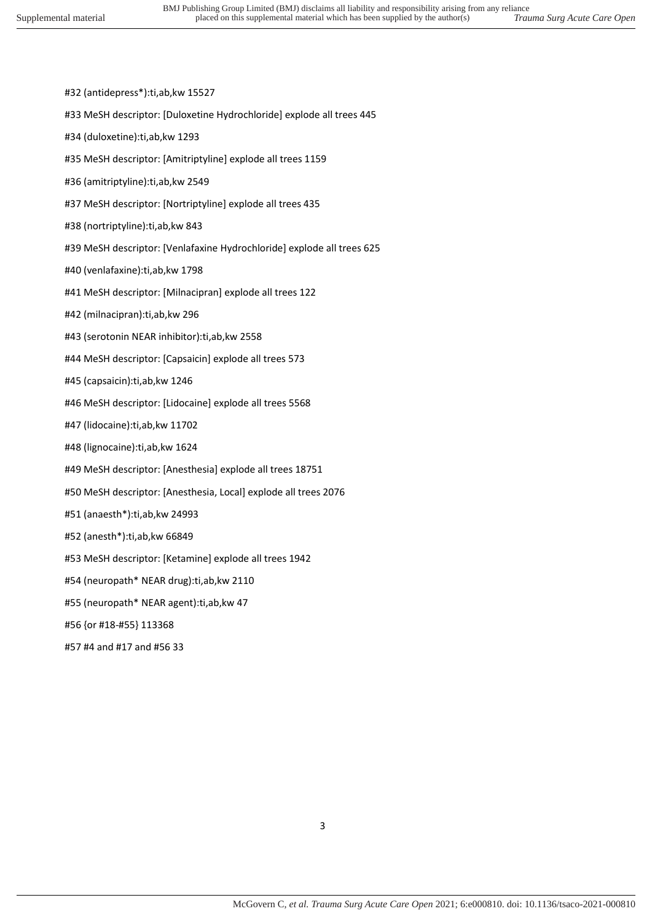#32 (antidepress*):ti,ab,kw 15527

#33 MeSH descriptor: [Duloxetine Hydrochloride] explode all trees 445

#34 (duloxetine):ti,ab,kw 1293

#35 MeSH descriptor: [Amitriptyline] explode all trees 1159

#36 (amitriptyline):ti,ab,kw 2549

#37 MeSH descriptor: [Nortriptyline] explode all trees 435

#38 (nortriptyline):ti,ab,kw 843

#39 MeSH descriptor: [Venlafaxine Hydrochloride] explode all trees 625

#40 (venlafaxine):ti,ab,kw 1798

#41 MeSH descriptor: [Milnacipran] explode all trees 122

#42 (milnacipran):ti,ab,kw 296

#43 (serotonin NEAR inhibitor):ti,ab,kw 2558

#44 MeSH descriptor: [Capsaicin] explode all trees 573

#45 (capsaicin):ti,ab,kw 1246

#46 MeSH descriptor: [Lidocaine] explode all trees 5568

#47 (lidocaine):ti,ab,kw 11702

#48 (lignocaine):ti,ab,kw 1624

#49 MeSH descriptor: [Anesthesia] explode all trees 18751

#50 MeSH descriptor: [Anesthesia, Local] explode all trees 2076

#51 (anaesth*):ti,ab,kw 24993

#52 (anesth*):ti,ab,kw 66849

#53 MeSH descriptor: [Ketamine] explode all trees 1942

#54 (neuropath* NEAR drug):ti,ab,kw 2110

#55 (neuropath* NEAR agent):ti,ab,kw 47

#56 {or #18-#55} 113368

#57 #4 and #17 and #56 33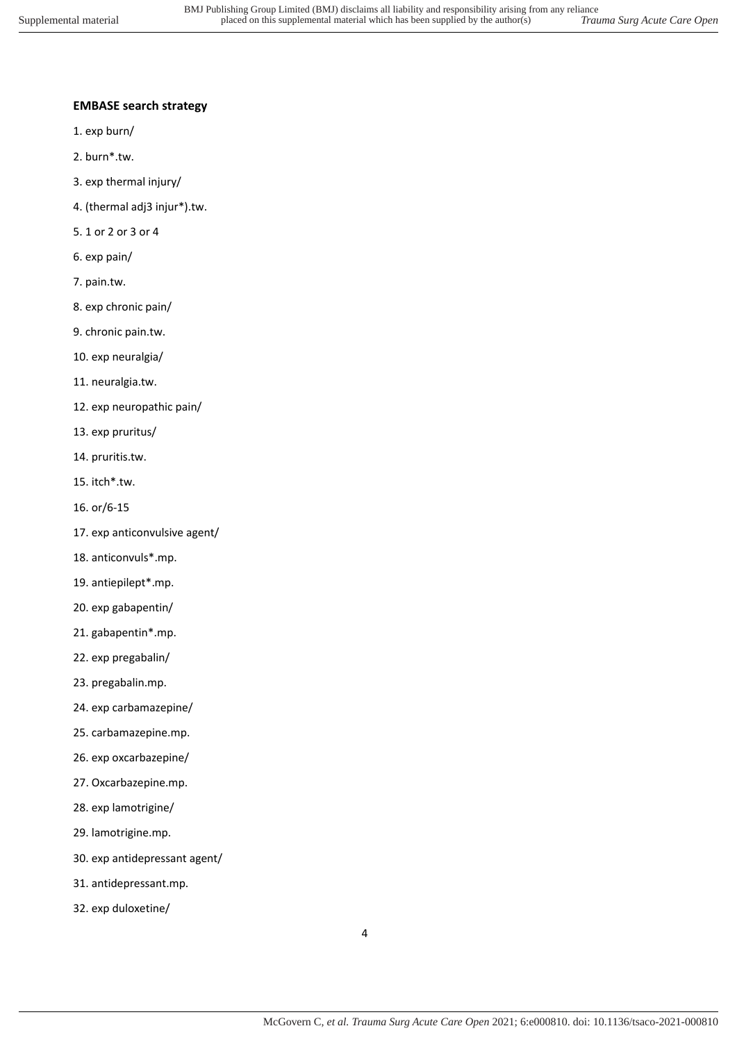**EMBASE search strategy**

1. exp burn/
2. burn*.tw.
3. exp thermal injury/
4. (thermal adj3 injur*).tw.
5. 1 or 2 or 3 or 4
6. exp pain/
7. pain.tw.
8. exp chronic pain/
9. chronic pain.tw.
10. exp neuralgia/
11. neuralgia.tw.
12. exp neuropathic pain/
13. exp pruritus/
14. pruritis.tw.
15. itch*.tw.
16. or/6-15
17. exp anticonvulsive agent/
18. anticonvuls*.mp.
19. antiepilept*.mp.
20. exp gabapentin/
21. gabapentin*.mp.
22. exp pregabalin/
23. pregabalin.mp.
24. exp carbamazepine/
25. carbamazepine.mp.
26. exp oxcarbazepine/
27. Oxcarbazepine.mp.
28. exp lamotrigine/
29. lamotrigine.mp.
30. exp antidepressant agent/
31. antidepressant.mp.
32. exp duloxetine/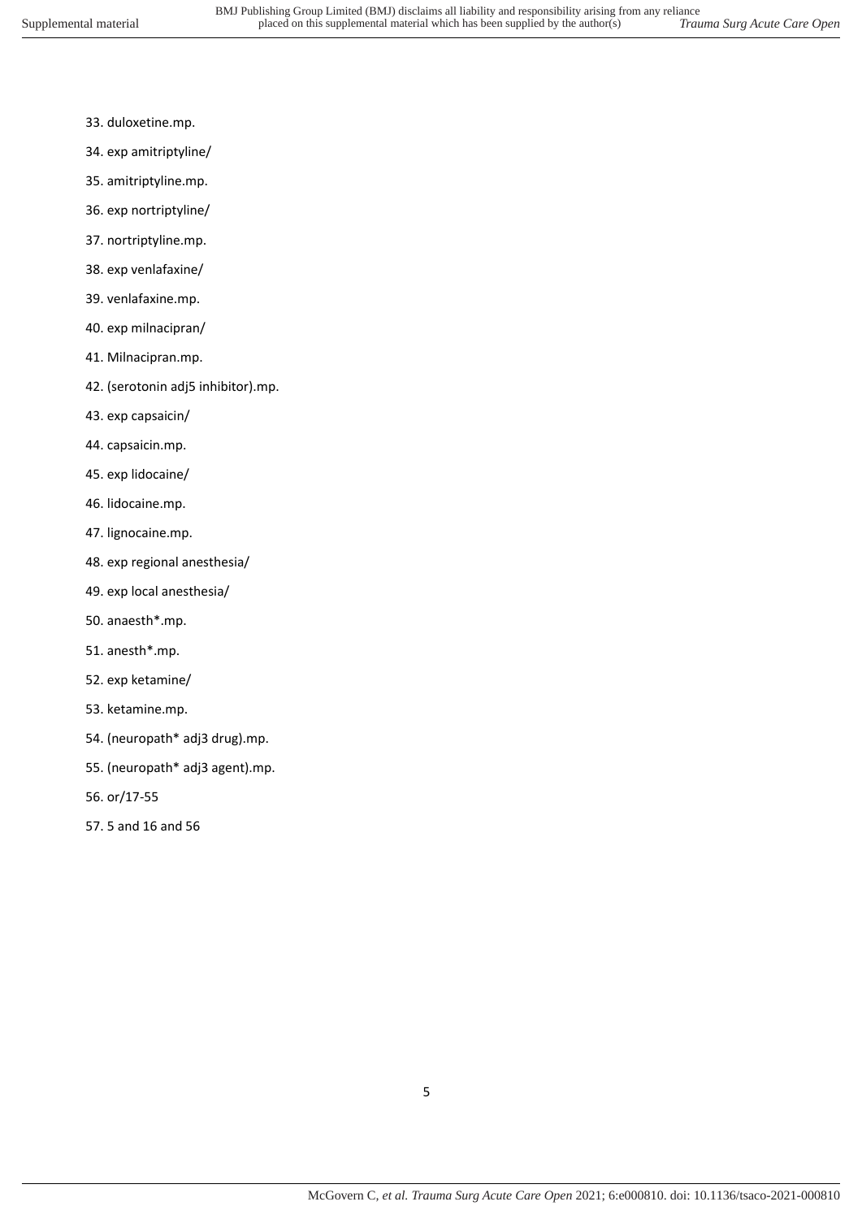33. duloxetine.mp.
34. exp amitriptyline/
35. amitriptyline.mp.
36. exp nortriptyline/
37. nortriptyline.mp.
38. exp venlafaxine/
39. venlafaxine.mp.
40. exp milnacipran/
41. Milnacipran.mp.
42. (serotonin adj5 inhibitor).mp.
43. exp capsaicin/
44. capsaicin.mp.
45. exp lidocaine/
46. lidocaine.mp.
47. lignocaine.mp.
48. exp regional anesthesia/
49. exp local anesthesia/
50. anaesth*.mp.
51. anesth*.mp.
52. exp ketamine/
53. ketamine.mp.
54. (neuropath* adj3 drug).mp.
55. (neuropath* adj3 agent).mp.
56. or/17-55
57. 5 and 16 and 56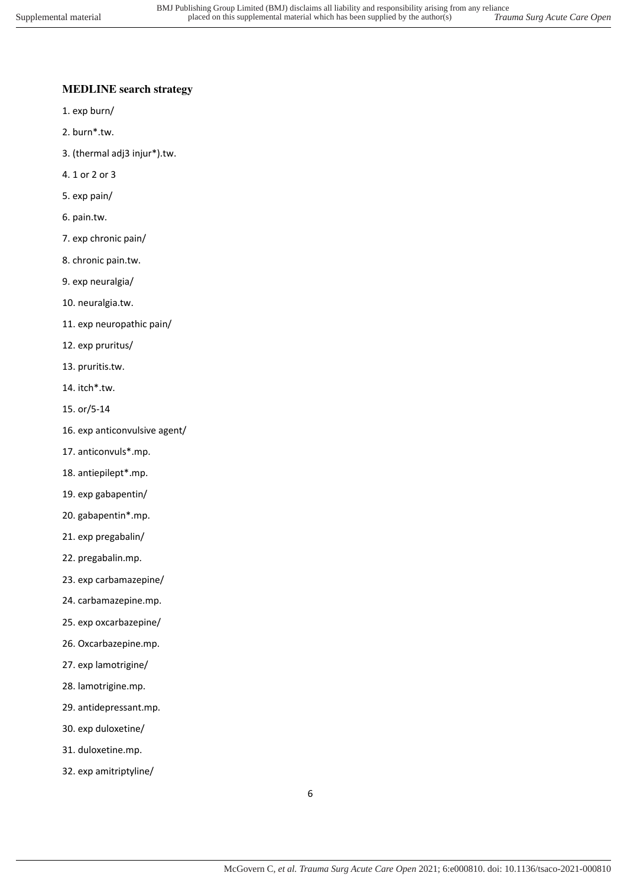### MEDLINE search strategy

1. exp burn/
2. burn*.tw.
3. (thermal adj3 injur*).tw.
4. 1 or 2 or 3
5. exp pain/
6. pain.tw.
7. exp chronic pain/
8. chronic pain.tw.
9. exp neuralgia/
10. neuralgia.tw.
11. exp neuropathic pain/
12. exp pruritus/
13. pruritis.tw.
14. itch*.tw.
15. or/5-14
16. exp anticonvulsive agent/
17. anticonvuls*.mp.
18. antiepilept*.mp.
19. exp gabapentin/
20. gabapentin*.mp.
21. exp pregabalin/
22. pregabalin.mp.
23. exp carbamazepine/
24. carbamazepine.mp.
25. exp oxcarbazepine/
26. Oxcarbazepine.mp.
27. exp lamotrigine/
28. lamotrigine.mp.
29. antidepressant.mp.
30. exp duloxetine/
31. duloxetine.mp.
32. exp amitriptyline/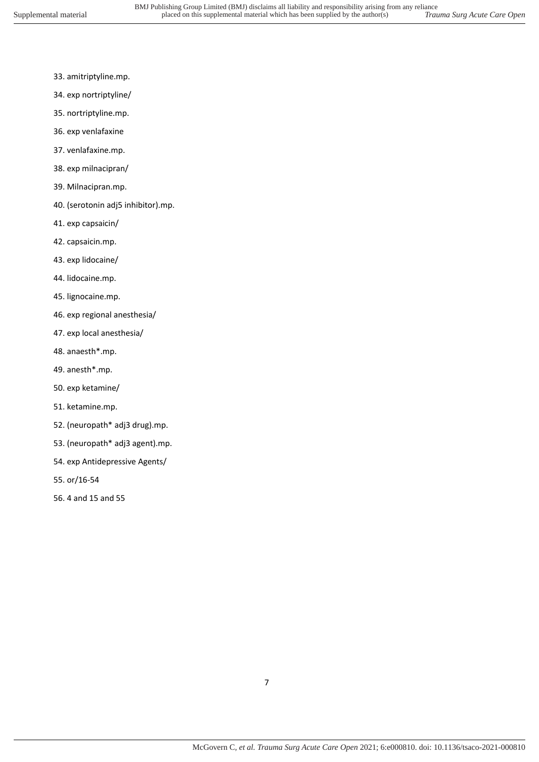33. amitriptyline.mp.
34. exp nortriptyline/
35. nortriptyline.mp.
36. exp venlafaxine
37. venlafaxine.mp.
38. exp milnacipran/
39. Milnacipran.mp.
40. (serotonin adj5 inhibitor).mp.
41. exp capsaicin/
42. capsaicin.mp.
43. exp lidocaine/
44. lidocaine.mp.
45. lignocaine.mp.
46. exp regional anesthesia/
47. exp local anesthesia/
48. anaesth*.mp.
49. anesth*.mp.
50. exp ketamine/
51. ketamine.mp.
52. (neuropath* adj3 drug).mp.
53. (neuropath* adj3 agent).mp.
54. exp Antidepressive Agents/
55. or/16-54
56. 4 and 15 and 55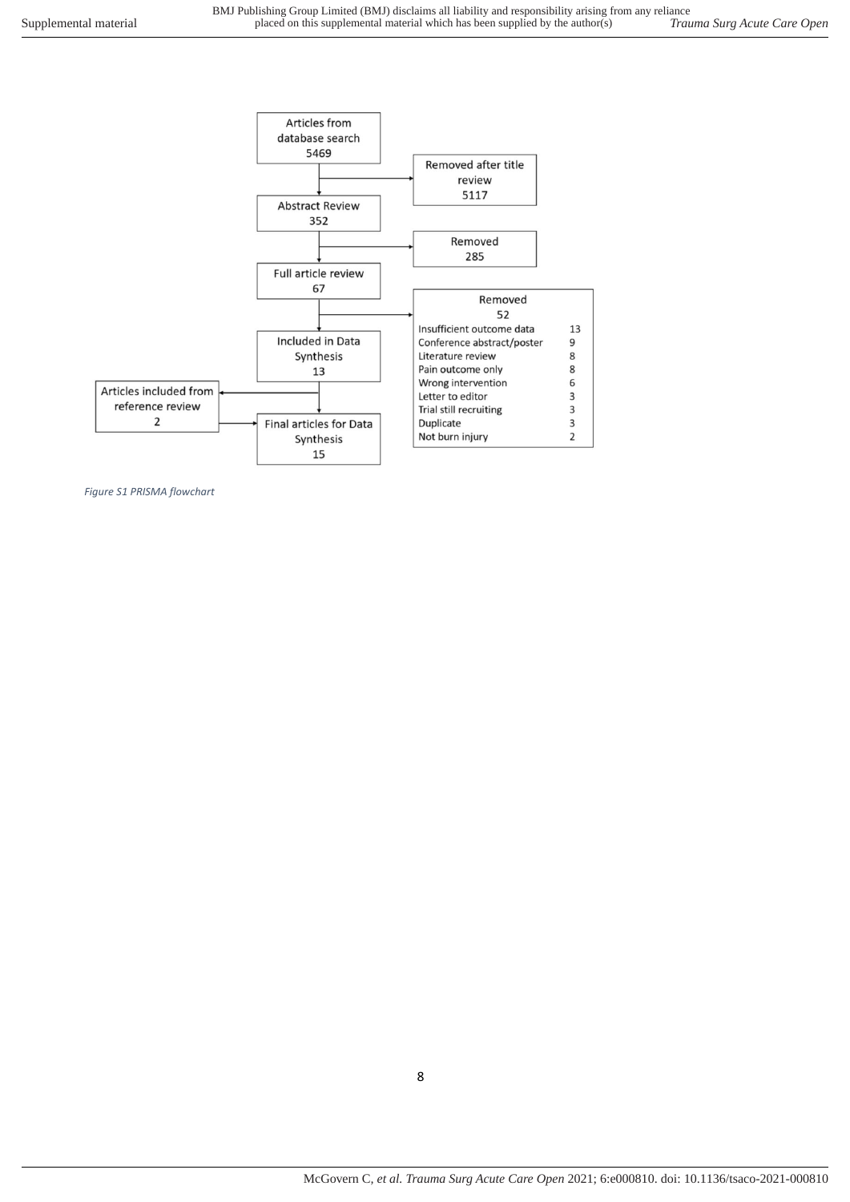Articles from database search 5469

→ Removed after title review 5117

Abstract Review 352

→ Removed 285

Full article review 67

→ Removed 52

| Reason | n |
|---|---|
| Insufficient outcome data | 13 |
| Conference abstract/poster | 9 |
| Literature review | 8 |
| Pain outcome only | 8 |
| Wrong intervention | 6 |
| Letter to editor | 3 |
| Trial still recruiting | 3 |
| Duplicate | 3 |
| Not burn injury | 2 |

Included in Data Synthesis 13

Articles included from reference review 2

Final articles for Data Synthesis 15

*Figure S1 PRISMA flowchart*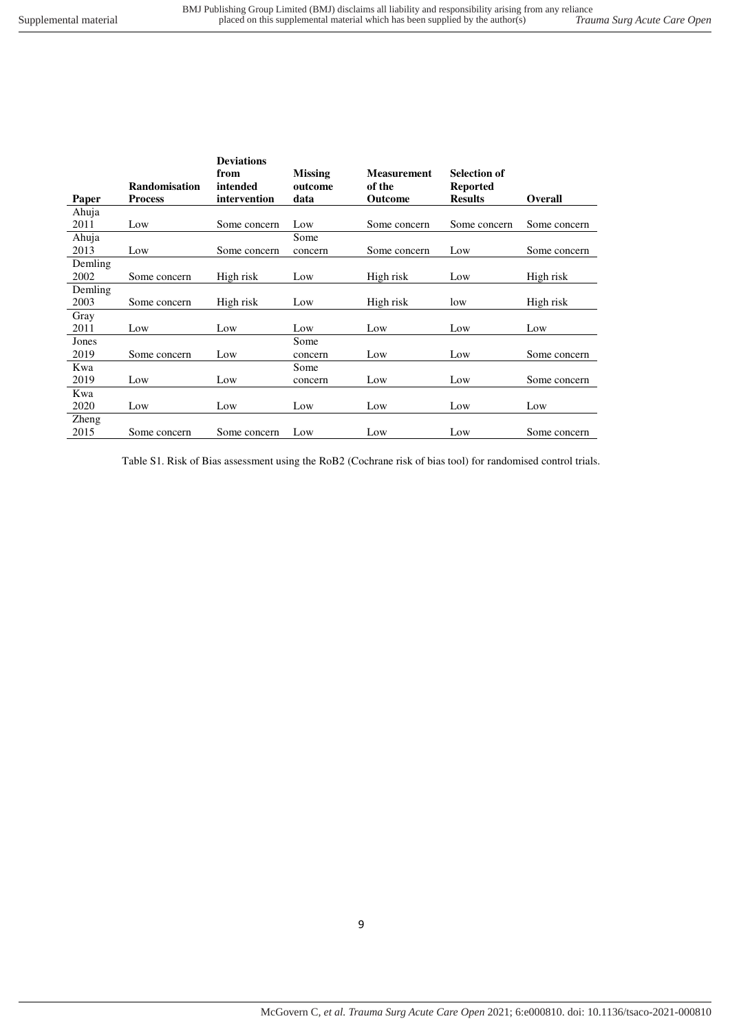| Paper | Randomisation Process | Deviations from intended intervention | Missing outcome data | Measurement of the Outcome | Selection of Reported Results | Overall |
|---|---|---|---|---|---|---|
| Ahuja 2011 | Low | Some concern | Low | Some concern | Some concern | Some concern |
| Ahuja 2013 | Low | Some concern | Some concern | Some concern | Low | Some concern |
| Demling 2002 | Some concern | High risk | Low | High risk | Low | High risk |
| Demling 2003 | Some concern | High risk | Low | High risk | low | High risk |
| Gray 2011 | Low | Low | Low | Low | Low | Low |
| Jones 2019 | Some concern | Low | Some concern | Low | Low | Some concern |
| Kwa 2019 | Low | Low | Some concern | Low | Low | Some concern |
| Kwa 2020 | Low | Low | Low | Low | Low | Low |
| Zheng 2015 | Some concern | Some concern | Low | Low | Low | Some concern |

Table S1. Risk of Bias assessment using the RoB2 (Cochrane risk of bias tool) for randomised control trials.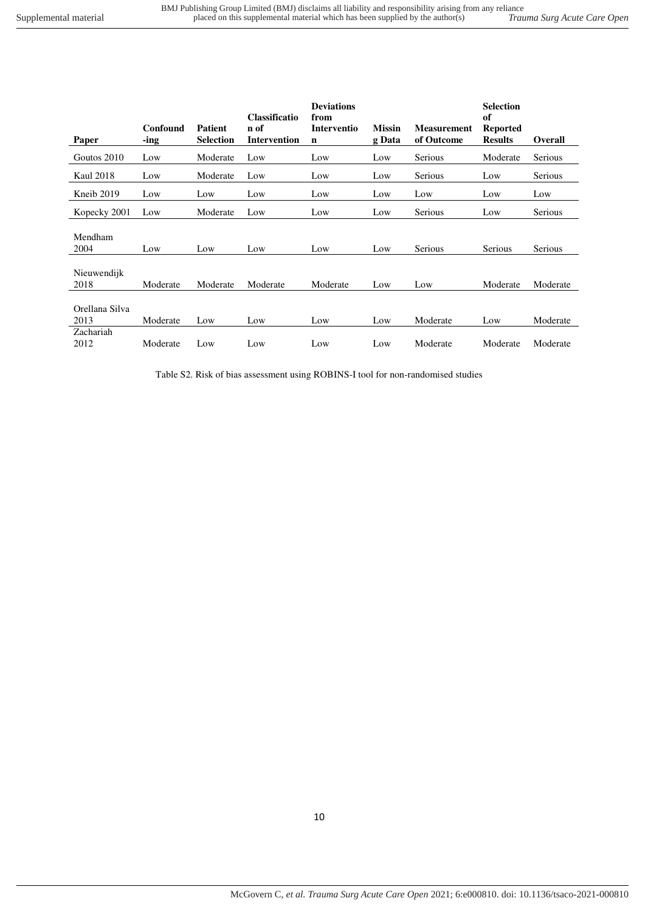| Paper | Confounding | Patient Selection | Classification of Intervention | Deviations from Intervention | Missing Data | Measurement of Outcome | Selection of Reported Results | Overall |
|---|---|---|---|---|---|---|---|---|
| Goutos 2010 | Low | Moderate | Low | Low | Low | Serious | Moderate | Serious |
| Kaul 2018 | Low | Moderate | Low | Low | Low | Serious | Low | Serious |
| Kneib 2019 | Low | Low | Low | Low | Low | Low | Low | Low |
| Kopecky 2001 | Low | Moderate | Low | Low | Low | Serious | Low | Serious |
| Mendham 2004 | Low | Low | Low | Low | Low | Serious | Serious | Serious |
| Nieuwendijk 2018 | Moderate | Moderate | Moderate | Moderate | Low | Low | Moderate | Moderate |
| Orellana Silva 2013 | Moderate | Low | Low | Low | Low | Moderate | Low | Moderate |
| Zachariah 2012 | Moderate | Low | Low | Low | Low | Moderate | Moderate | Moderate |

Table S2. Risk of bias assessment using ROBINS-I tool for non-randomised studies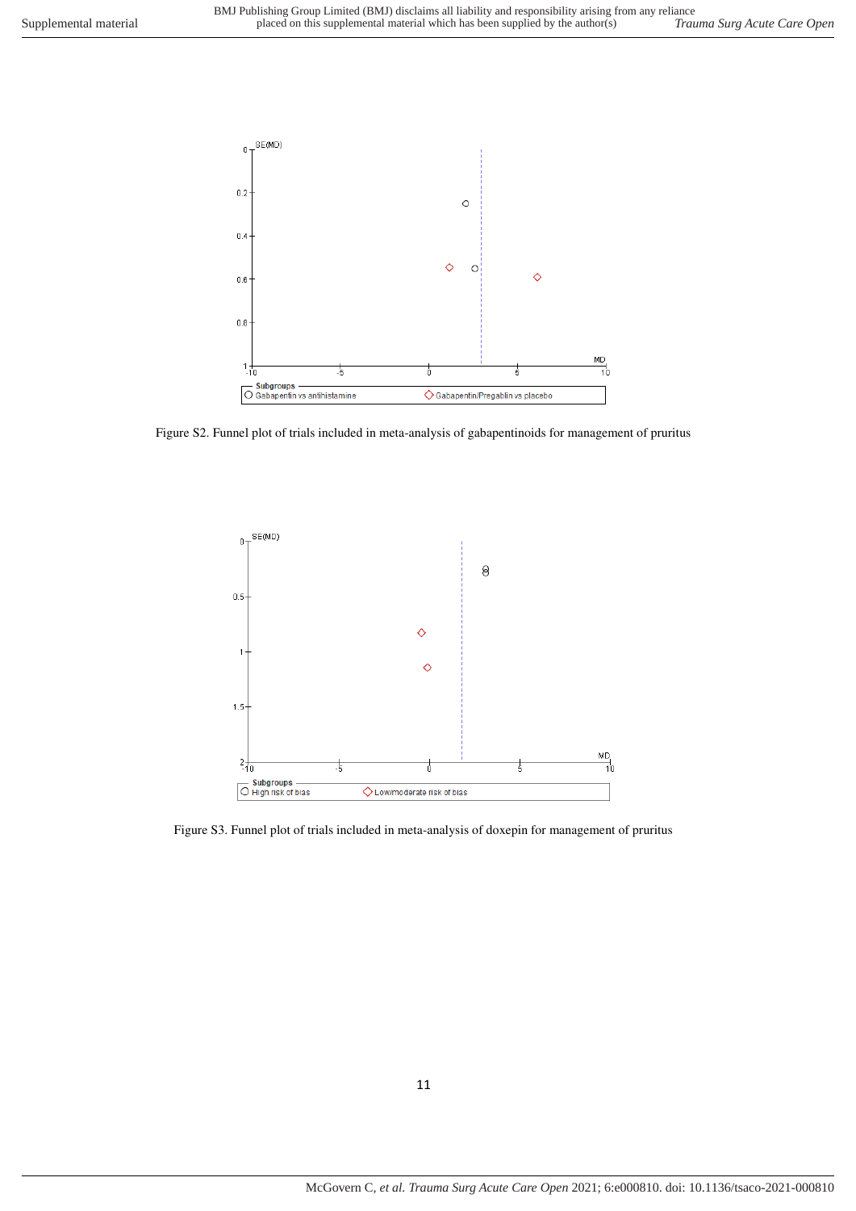Figure S2. Funnel plot of trials included in meta-analysis of gabapentinoids for management of pruritus

Figure S3. Funnel plot of trials included in meta-analysis of doxepin for management of pruritus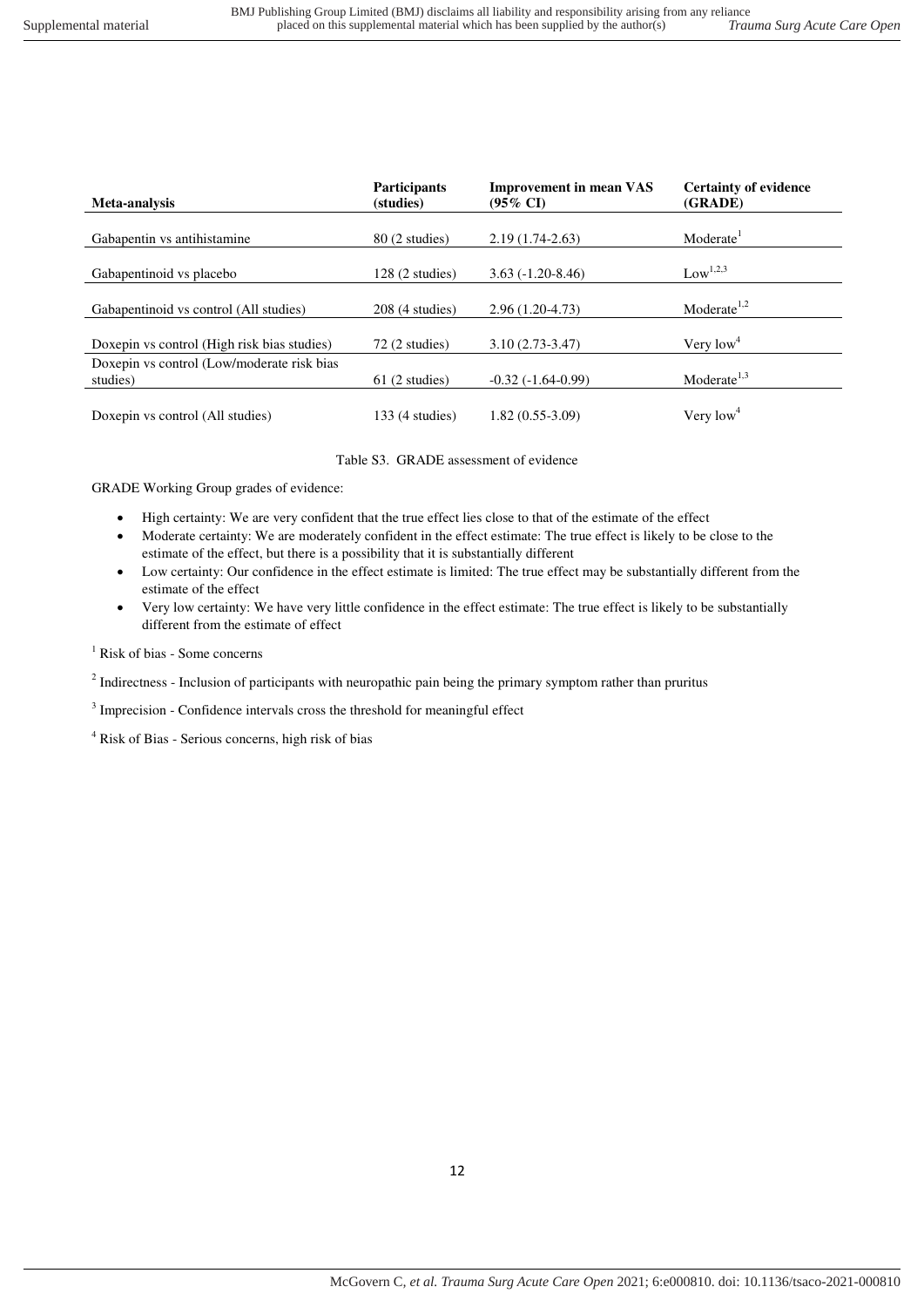| Meta-analysis | Participants (studies) | Improvement in mean VAS (95% CI) | Certainty of evidence (GRADE) |
|---|---|---|---|
| Gabapentin vs antihistamine | 80 (2 studies) | 2.19 (1.74-2.63) | Moderate[1] |
| Gabapentinoid vs placebo | 128 (2 studies) | 3.63 (-1.20-8.46) | Low[1,2,3] |
| Gabapentinoid vs control (All studies) | 208 (4 studies) | 2.96 (1.20-4.73) | Moderate[1,2] |
| Doxepin vs control (High risk bias studies) | 72 (2 studies) | 3.10 (2.73-3.47) | Very low[4] |
| Doxepin vs control (Low/moderate risk bias studies) | 61 (2 studies) | -0.32 (-1.64-0.99) | Moderate[1,3] |
| Doxepin vs control (All studies) | 133 (4 studies) | 1.82 (0.55-3.09) | Very low[4] |

Table S3. GRADE assessment of evidence

GRADE Working Group grades of evidence:

- High certainty: We are very confident that the true effect lies close to that of the estimate of the effect
- Moderate certainty: We are moderately confident in the effect estimate: The true effect is likely to be close to the estimate of the effect, but there is a possibility that it is substantially different
- Low certainty: Our confidence in the effect estimate is limited: The true effect may be substantially different from the estimate of the effect
- Very low certainty: We have very little confidence in the effect estimate: The true effect is likely to be substantially different from the estimate of effect

[1] Risk of bias - Some concerns

[2] Indirectness - Inclusion of participants with neuropathic pain being the primary symptom rather than pruritus

[3] Imprecision - Confidence intervals cross the threshold for meaningful effect

[4] Risk of Bias - Serious concerns, high risk of bias